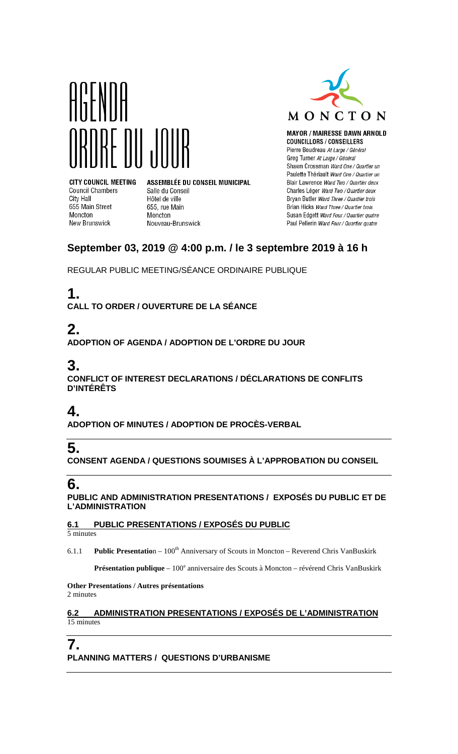# AGENDA
# ORDRE DU JOUR

MONCTON

**MAYOR / MAIRESSE DAWN ARNOLD**
**COUNCILLORS / CONSEILLERS**
Pierre Boudreau *At Large / Général*
Greg Turner *At Large / Général*
Shawn Crossman *Ward One / Quartier un*
Paulette Thériault *Ward One / Quartier un*
Blair Lawrence *Ward Two / Quartier deux*
Charles Léger *Ward Two / Quartier deux*
Bryan Butler *Ward Three / Quartier trois*
Brian Hicks *Ward Three / Quartier trois*
Susan Edgett *Ward Four / Quartier quatre*
Paul Pellerin *Ward Four / Quartier quatre*

**CITY COUNCIL MEETING**
Council Chambers
City Hall
655 Main Street
Moncton
New Brunswick

**ASSEMBLÉE DU CONSEIL MUNICIPAL**
Salle du Conseil
Hôtel de ville
655, rue Main
Moncton
Nouveau-Brunswick

## September 03, 2019 @ 4:00 p.m. / le 3 septembre 2019 à 16 h

REGULAR PUBLIC MEETING/SÉANCE ORDINAIRE PUBLIQUE

## 1.
**CALL TO ORDER / OUVERTURE DE LA SÉANCE**

## 2.
**ADOPTION OF AGENDA / ADOPTION DE L'ORDRE DU JOUR**

## 3.
**CONFLICT OF INTEREST DECLARATIONS / DÉCLARATIONS DE CONFLITS D'INTÉRÊTS**

## 4.
**ADOPTION OF MINUTES / ADOPTION DE PROCÈS-VERBAL**

## 5.
**CONSENT AGENDA / QUESTIONS SOUMISES À L'APPROBATION DU CONSEIL**

## 6.
**PUBLIC AND ADMINISTRATION PRESENTATIONS / EXPOSÉS DU PUBLIC ET DE L'ADMINISTRATION**

### 6.1 PUBLIC PRESENTATIONS / EXPOSÉS DU PUBLIC
5 minutes

6.1.1 **Public Presentatio**n – 100th Anniversary of Scouts in Moncton – Reverend Chris VanBuskirk

**Présentation publique** – 100e anniversaire des Scouts à Moncton – révérend Chris VanBuskirk

**Other Presentations / Autres présentations**
2 minutes

### 6.2 ADMINISTRATION PRESENTATIONS / EXPOSÉS DE L'ADMINISTRATION
15 minutes

## 7.
**PLANNING MATTERS / QUESTIONS D'URBANISME**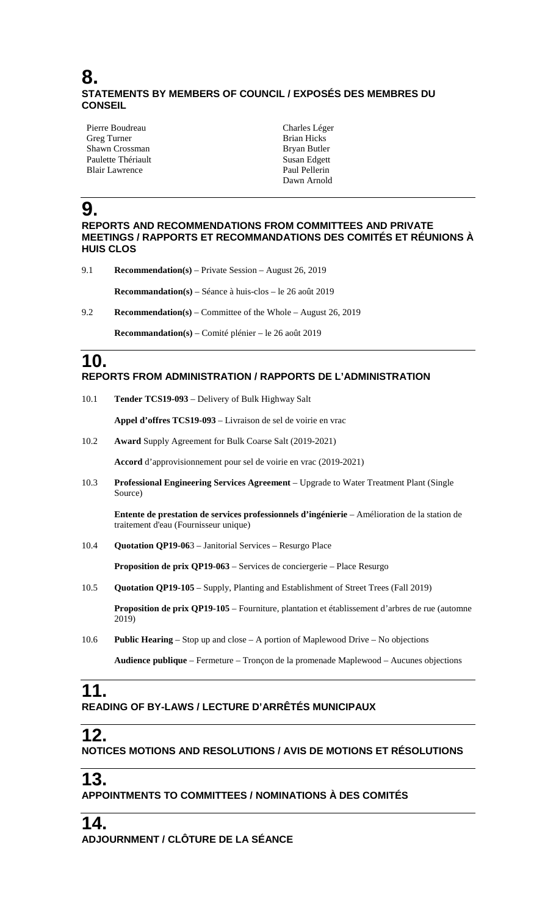# 8.

## STATEMENTS BY MEMBERS OF COUNCIL / EXPOSÉS DES MEMBRES DU CONSEIL

Pierre Boudreau
Greg Turner
Shawn Crossman
Paulette Thériault
Blair Lawrence
Charles Léger
Brian Hicks
Bryan Butler
Susan Edgett
Paul Pellerin
Dawn Arnold

# 9.

## REPORTS AND RECOMMENDATIONS FROM COMMITTEES AND PRIVATE MEETINGS / RAPPORTS ET RECOMMANDATIONS DES COMITÉS ET RÉUNIONS À HUIS CLOS

9.1 **Recommendation(s)** – Private Session – August 26, 2019

**Recommandation(s)** – Séance à huis-clos – le 26 août 2019

9.2 **Recommendation(s)** – Committee of the Whole – August 26, 2019

**Recommandation(s)** – Comité plénier – le 26 août 2019

# 10.

## REPORTS FROM ADMINISTRATION / RAPPORTS DE L'ADMINISTRATION

10.1 **Tender TCS19-093** – Delivery of Bulk Highway Salt

**Appel d'offres TCS19-093** – Livraison de sel de voirie en vrac

10.2 **Award** Supply Agreement for Bulk Coarse Salt (2019-2021)

**Accord** d'approvisionnement pour sel de voirie en vrac (2019-2021)

10.3 **Professional Engineering Services Agreement** – Upgrade to Water Treatment Plant (Single Source)

**Entente de prestation de services professionnels d'ingénierie** – Amélioration de la station de traitement d'eau (Fournisseur unique)

10.4 **Quotation QP19-06**3 – Janitorial Services – Resurgo Place

**Proposition de prix QP19-063** – Services de conciergerie – Place Resurgo

10.5 **Quotation QP19-105** – Supply, Planting and Establishment of Street Trees (Fall 2019)

**Proposition de prix QP19-105** – Fourniture, plantation et établissement d'arbres de rue (automne 2019)

10.6 **Public Hearing** – Stop up and close – A portion of Maplewood Drive – No objections

**Audience publique** – Fermeture – Tronçon de la promenade Maplewood – Aucunes objections

# 11.

## READING OF BY-LAWS / LECTURE D'ARRÊTÉS MUNICIPAUX

# 12.

## NOTICES MOTIONS AND RESOLUTIONS / AVIS DE MOTIONS ET RÉSOLUTIONS

# 13.

## APPOINTMENTS TO COMMITTEES / NOMINATIONS À DES COMITÉS

# 14.

## ADJOURNMENT / CLÔTURE DE LA SÉANCE